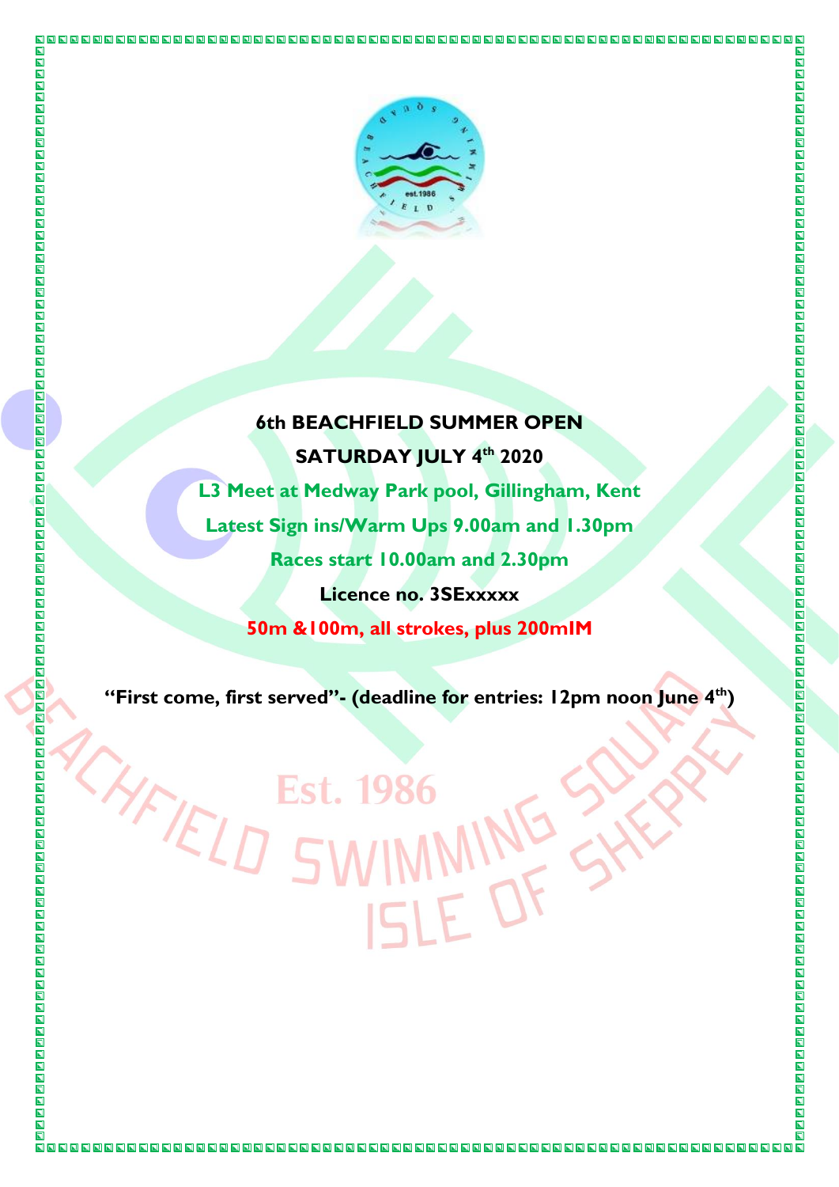# 6th BEACHFIELD SUMMER OPEN

**SATURDAY JULY 4th 2020**

**L3 Meet at Medway Park pool, Gillingham, Kent**

**Latest Sign ins/Warm Ups 9.00am and 1.30pm**

**Races start 10.00am and 2.30pm**

**Licence no. 3SExxxxx**

**50m &100m, all strokes, plus 200mIM**

**"First come, first served"- (deadline for entries: 12pm noon June 4th)**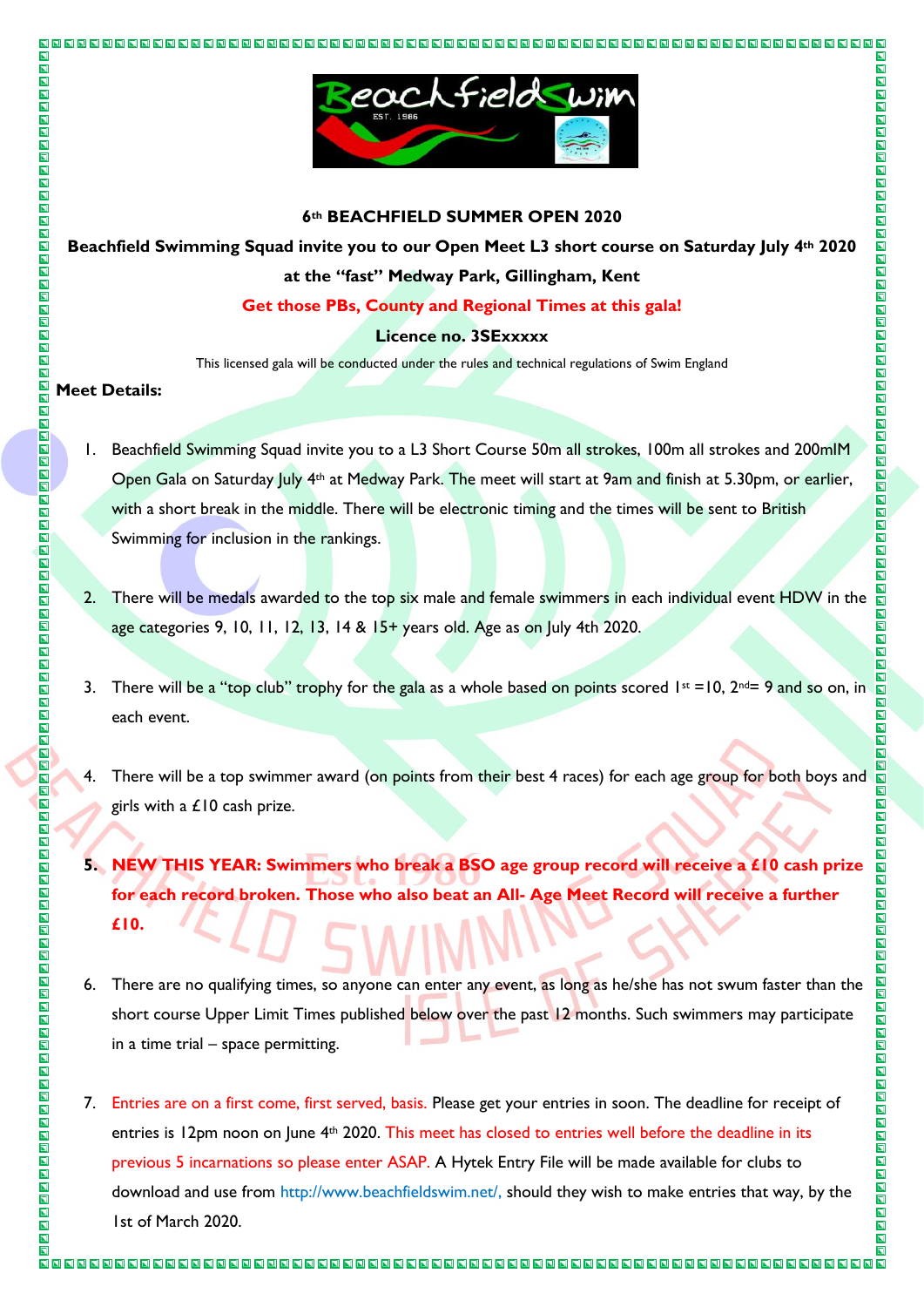**6th BEACHFIELD SUMMER OPEN 2020**

**Beachfield Swimming Squad invite you to our Open Meet L3 short course on Saturday July 4th 2020 at the "fast" Medway Park, Gillingham, Kent**

**Get those PBs, County and Regional Times at this gala!**

**Licence no. 3SExxxxx**

This licensed gala will be conducted under the rules and technical regulations of Swim England

**Meet Details:**

1. Beachfield Swimming Squad invite you to a L3 Short Course 50m all strokes, 100m all strokes and 200mIM Open Gala on Saturday July 4th at Medway Park. The meet will start at 9am and finish at 5.30pm, or earlier, with a short break in the middle. There will be electronic timing and the times will be sent to British Swimming for inclusion in the rankings.

2. There will be medals awarded to the top six male and female swimmers in each individual event HDW in the age categories 9, 10, 11, 12, 13, 14 & 15+ years old. Age as on July 4th 2020.

3. There will be a "top club" trophy for the gala as a whole based on points scored 1st =10, 2nd= 9 and so on, in each event.

4. There will be a top swimmer award (on points from their best 4 races) for each age group for both boys and girls with a £10 cash prize.

5. **NEW THIS YEAR: Swimmers who break a BSO age group record will receive a £10 cash prize for each record broken. Those who also beat an All- Age Meet Record will receive a further £10.**

6. There are no qualifying times, so anyone can enter any event, as long as he/she has not swum faster than the short course Upper Limit Times published below over the past 12 months. Such swimmers may participate in a time trial – space permitting.

7. Entries are on a first come, first served, basis. Please get your entries in soon. The deadline for receipt of entries is 12pm noon on June 4th 2020. This meet has closed to entries well before the deadline in its previous 5 incarnations so please enter ASAP. A Hytek Entry File will be made available for clubs to download and use from http://www.beachfieldswim.net/, should they wish to make entries that way, by the 1st of March 2020.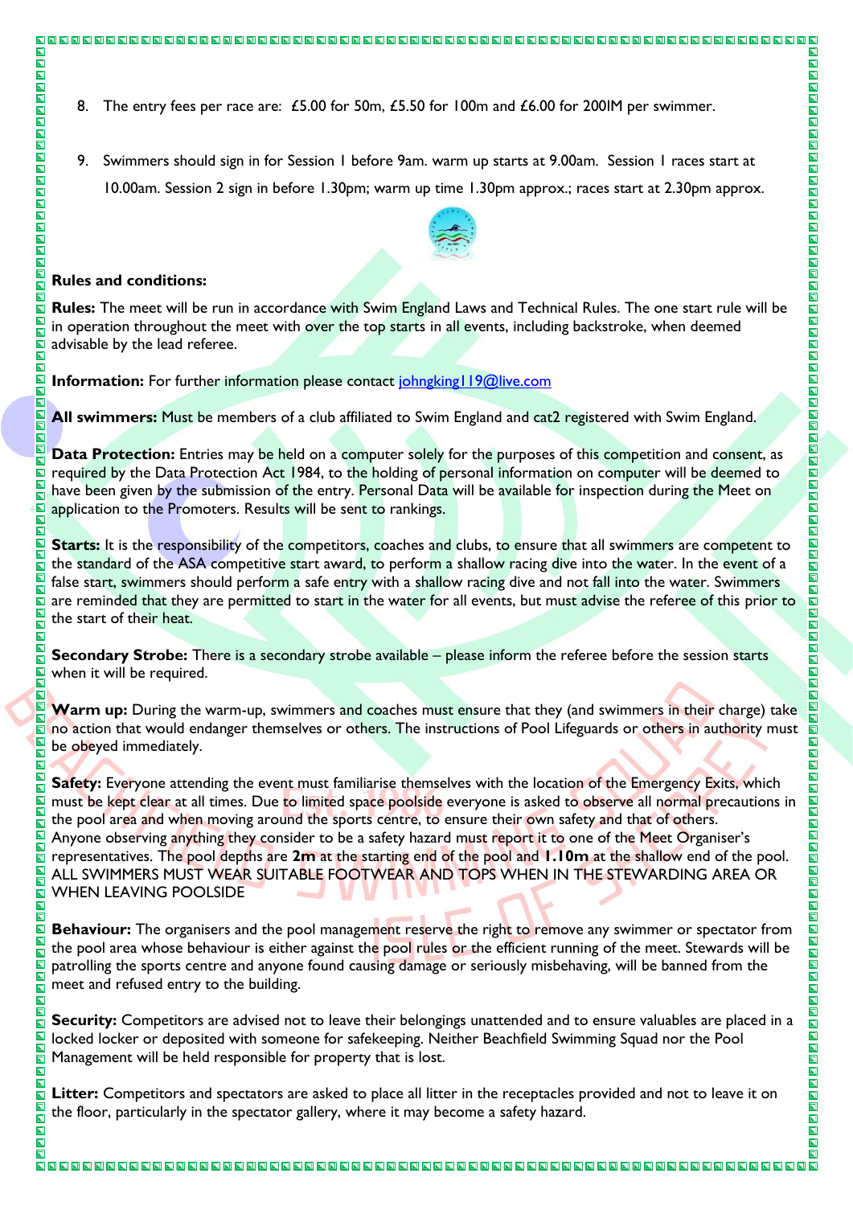8. The entry fees per race are: £5.00 for 50m, £5.50 for 100m and £6.00 for 200IM per swimmer.

9. Swimmers should sign in for Session 1 before 9am. warm up starts at 9.00am. Session 1 races start at 10.00am. Session 2 sign in before 1.30pm; warm up time 1.30pm approx.; races start at 2.30pm approx.

**Rules and conditions:**

**Rules:** The meet will be run in accordance with Swim England Laws and Technical Rules. The one start rule will be in operation throughout the meet with over the top starts in all events, including backstroke, when deemed advisable by the lead referee.

**Information:** For further information please contact johngking119@live.com

**All swimmers:** Must be members of a club affiliated to Swim England and cat2 registered with Swim England.

**Data Protection:** Entries may be held on a computer solely for the purposes of this competition and consent, as required by the Data Protection Act 1984, to the holding of personal information on computer will be deemed to have been given by the submission of the entry. Personal Data will be available for inspection during the Meet on application to the Promoters. Results will be sent to rankings.

**Starts:** It is the responsibility of the competitors, coaches and clubs, to ensure that all swimmers are competent to the standard of the ASA competitive start award, to perform a shallow racing dive into the water. In the event of a false start, swimmers should perform a safe entry with a shallow racing dive and not fall into the water. Swimmers are reminded that they are permitted to start in the water for all events, but must advise the referee of this prior to the start of their heat.

**Secondary Strobe:** There is a secondary strobe available – please inform the referee before the session starts when it will be required.

**Warm up:** During the warm-up, swimmers and coaches must ensure that they (and swimmers in their charge) take no action that would endanger themselves or others. The instructions of Pool Lifeguards or others in authority must be obeyed immediately.

**Safety:** Everyone attending the event must familiarise themselves with the location of the Emergency Exits, which must be kept clear at all times. Due to limited space poolside everyone is asked to observe all normal precautions in the pool area and when moving around the sports centre, to ensure their own safety and that of others. Anyone observing anything they consider to be a safety hazard must report it to one of the Meet Organiser's representatives. The pool depths are **2m** at the starting end of the pool and **1.10m** at the shallow end of the pool. ALL SWIMMERS MUST WEAR SUITABLE FOOTWEAR AND TOPS WHEN IN THE STEWARDING AREA OR WHEN LEAVING POOLSIDE

**Behaviour:** The organisers and the pool management reserve the right to remove any swimmer or spectator from the pool area whose behaviour is either against the pool rules or the efficient running of the meet. Stewards will be patrolling the sports centre and anyone found causing damage or seriously misbehaving, will be banned from the meet and refused entry to the building.

**Security:** Competitors are advised not to leave their belongings unattended and to ensure valuables are placed in a locked locker or deposited with someone for safekeeping. Neither Beachfield Swimming Squad nor the Pool Management will be held responsible for property that is lost.

**Litter:** Competitors and spectators are asked to place all litter in the receptacles provided and not to leave it on the floor, particularly in the spectator gallery, where it may become a safety hazard.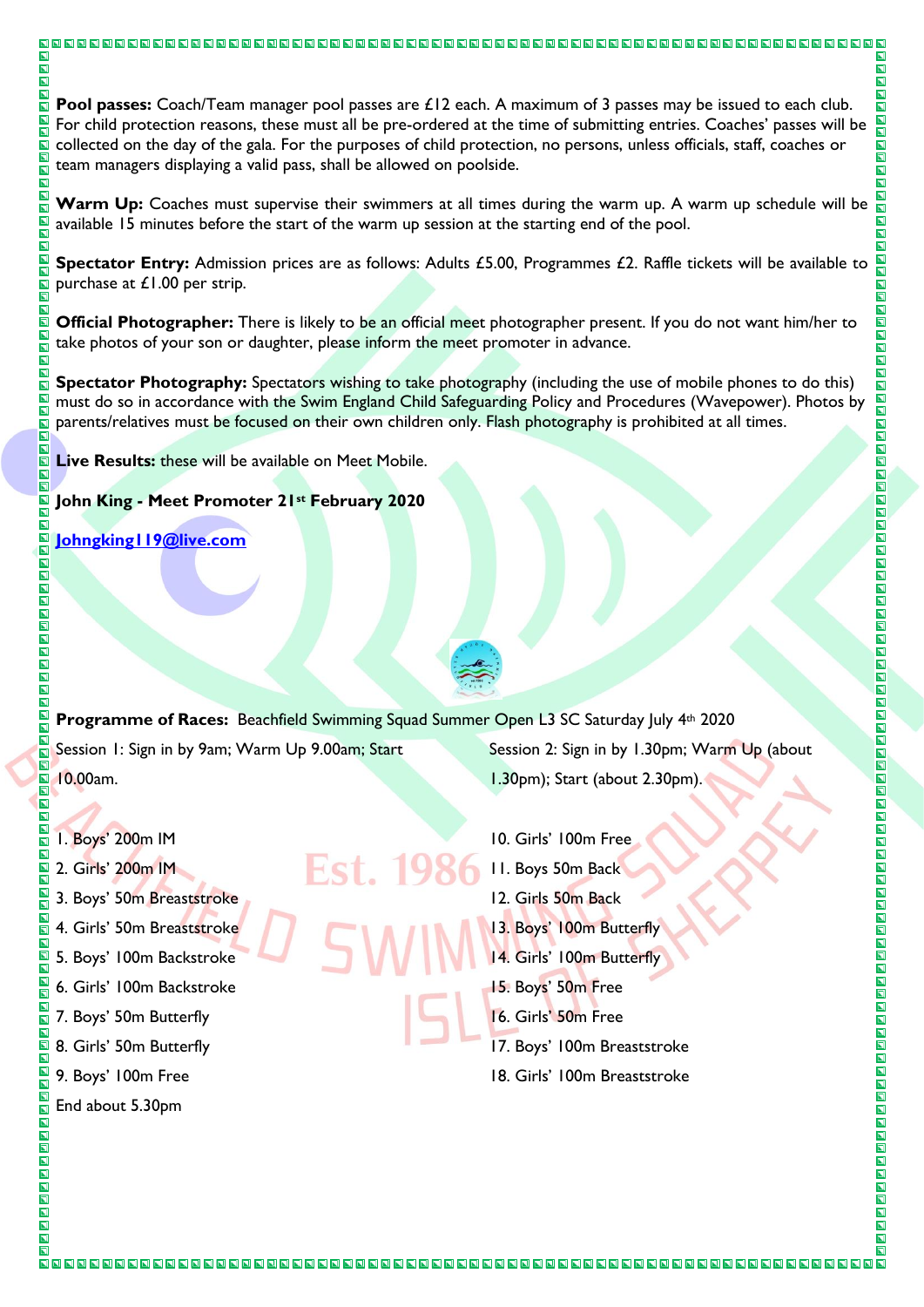**Pool passes:** Coach/Team manager pool passes are £12 each. A maximum of 3 passes may be issued to each club. For child protection reasons, these must all be pre-ordered at the time of submitting entries. Coaches' passes will be collected on the day of the gala. For the purposes of child protection, no persons, unless officials, staff, coaches or team managers displaying a valid pass, shall be allowed on poolside.

**Warm Up:** Coaches must supervise their swimmers at all times during the warm up. A warm up schedule will be available 15 minutes before the start of the warm up session at the starting end of the pool.

**Spectator Entry:** Admission prices are as follows: Adults £5.00, Programmes £2. Raffle tickets will be available to purchase at £1.00 per strip.

**Official Photographer:** There is likely to be an official meet photographer present. If you do not want him/her to take photos of your son or daughter, please inform the meet promoter in advance.

**Spectator Photography:** Spectators wishing to take photography (including the use of mobile phones to do this) must do so in accordance with the Swim England Child Safeguarding Policy and Procedures (Wavepower). Photos by parents/relatives must be focused on their own children only. Flash photography is prohibited at all times.

**Live Results:** these will be available on Meet Mobile.

**John King - Meet Promoter 21st February 2020**

[Johngking119@live.com](mailto:Johngking119@live.com)

**Programme of Races:** Beachfield Swimming Squad Summer Open L3 SC Saturday July 4th 2020

Session 1: Sign in by 9am; Warm Up 9.00am; Start 10.00am.

1. Boys' 200m IM
2. Girls' 200m IM
3. Boys' 50m Breaststroke
4. Girls' 50m Breaststroke
5. Boys' 100m Backstroke
6. Girls' 100m Backstroke
7. Boys' 50m Butterfly
8. Girls' 50m Butterfly
9. Boys' 100m Free

Session 2: Sign in by 1.30pm; Warm Up (about 1.30pm); Start (about 2.30pm).

10. Girls' 100m Free
11. Boys 50m Back
12. Girls 50m Back
13. Boys' 100m Butterfly
14. Girls' 100m Butterfly
15. Boys' 50m Free
16. Girls' 50m Free
17. Boys' 100m Breaststroke
18. Girls' 100m Breaststroke

End about 5.30pm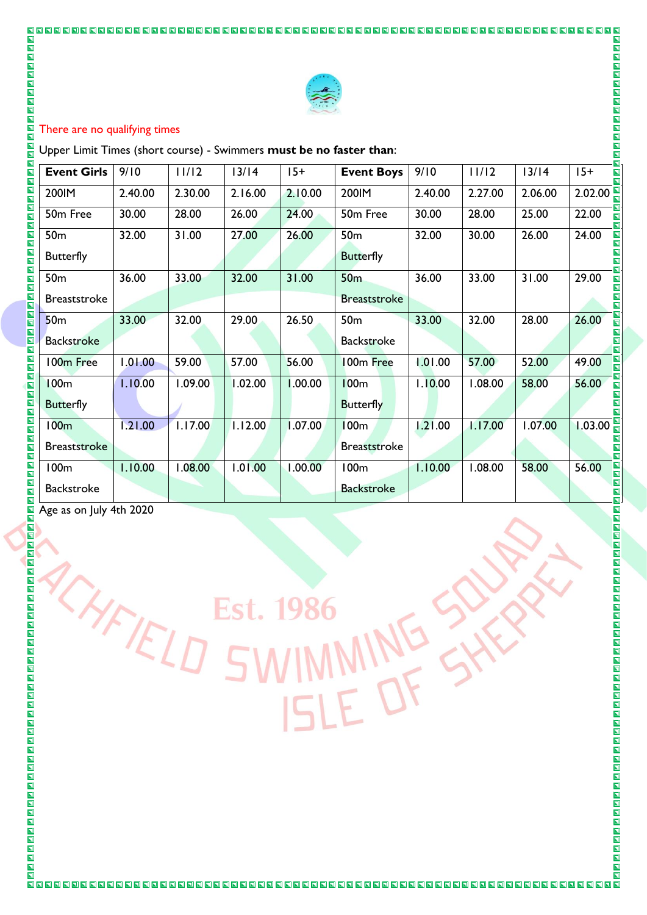There are no qualifying times

Upper Limit Times (short course) - Swimmers **must be no faster than**:

| Event Girls | 9/10 | 11/12 | 13/14 | 15+ | Event Boys | 9/10 | 11/12 | 13/14 | 15+ |
|---|---|---|---|---|---|---|---|---|---|
| 200IM | 2.40.00 | 2.30.00 | 2.16.00 | 2.10.00 | 200IM | 2.40.00 | 2.27.00 | 2.06.00 | 2.02.00 |
| 50m Free | 30.00 | 28.00 | 26.00 | 24.00 | 50m Free | 30.00 | 28.00 | 25.00 | 22.00 |
| 50m Butterfly | 32.00 | 31.00 | 27.00 | 26.00 | 50m Butterfly | 32.00 | 30.00 | 26.00 | 24.00 |
| 50m Breaststroke | 36.00 | 33.00 | 32.00 | 31.00 | 50m Breaststroke | 36.00 | 33.00 | 31.00 | 29.00 |
| 50m Backstroke | 33.00 | 32.00 | 29.00 | 26.50 | 50m Backstroke | 33.00 | 32.00 | 28.00 | 26.00 |
| 100m Free | 1.01.00 | 59.00 | 57.00 | 56.00 | 100m Free | 1.01.00 | 57.00 | 52.00 | 49.00 |
| 100m Butterfly | 1.10.00 | 1.09.00 | 1.02.00 | 1.00.00 | 100m Butterfly | 1.10.00 | 1.08.00 | 58.00 | 56.00 |
| 100m Breaststroke | 1.21.00 | 1.17.00 | 1.12.00 | 1.07.00 | 100m Breaststroke | 1.21.00 | 1.17.00 | 1.07.00 | 1.03.00 |
| 100m Backstroke | 1.10.00 | 1.08.00 | 1.01.00 | 1.00.00 | 100m Backstroke | 1.10.00 | 1.08.00 | 58.00 | 56.00 |

Age as on July 4th 2020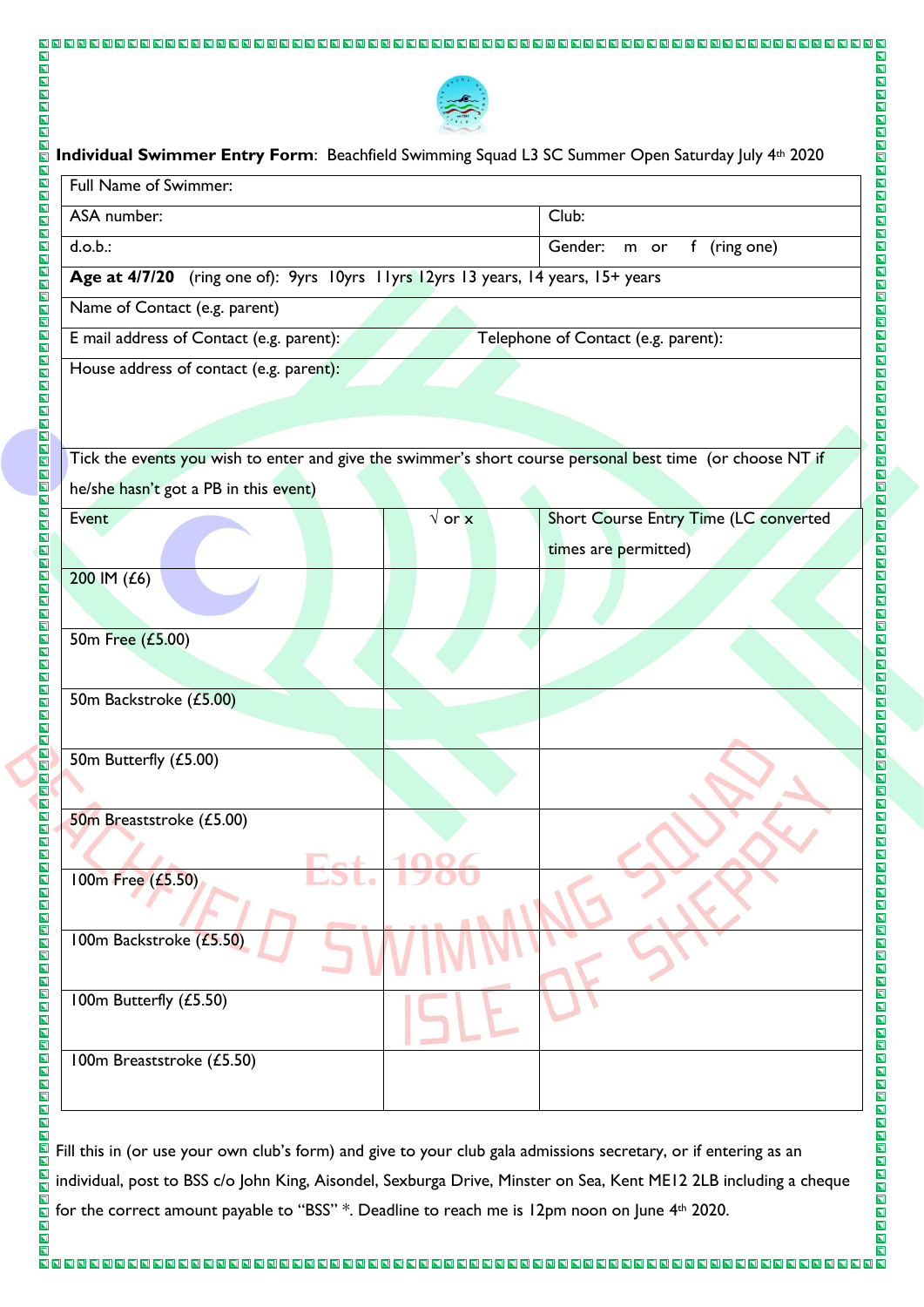**Individual Swimmer Entry Form**: Beachfield Swimming Squad L3 SC Summer Open Saturday July 4th 2020

| Full Name of Swimmer: | |
|---|---|
| ASA number: | Club: |
| d.o.b.: | Gender: m or f (ring one) |
| **Age at 4/7/20** (ring one of): 9yrs 10yrs 11yrs 12yrs 13 years, 14 years, 15+ years | |
| Name of Contact (e.g. parent) | |
| E mail address of Contact (e.g. parent): | Telephone of Contact (e.g. parent): |
| House address of contact (e.g. parent): | |

Tick the events you wish to enter and give the swimmer's short course personal best time (or choose NT if he/she hasn't got a PB in this event)

| Event | √ or x | Short Course Entry Time (LC converted times are permitted) |
|---|---|---|
| 200 IM (£6) | | |
| 50m Free (£5.00) | | |
| 50m Backstroke (£5.00) | | |
| 50m Butterfly (£5.00) | | |
| 50m Breaststroke (£5.00) | | |
| 100m Free (£5.50) | | |
| 100m Backstroke (£5.50) | | |
| 100m Butterfly (£5.50) | | |
| 100m Breaststroke (£5.50) | | |

Fill this in (or use your own club's form) and give to your club gala admissions secretary, or if entering as an individual, post to BSS c/o John King, Aisondel, Sexburga Drive, Minster on Sea, Kent ME12 2LB including a cheque for the correct amount payable to "BSS" *. Deadline to reach me is 12pm noon on June 4th 2020.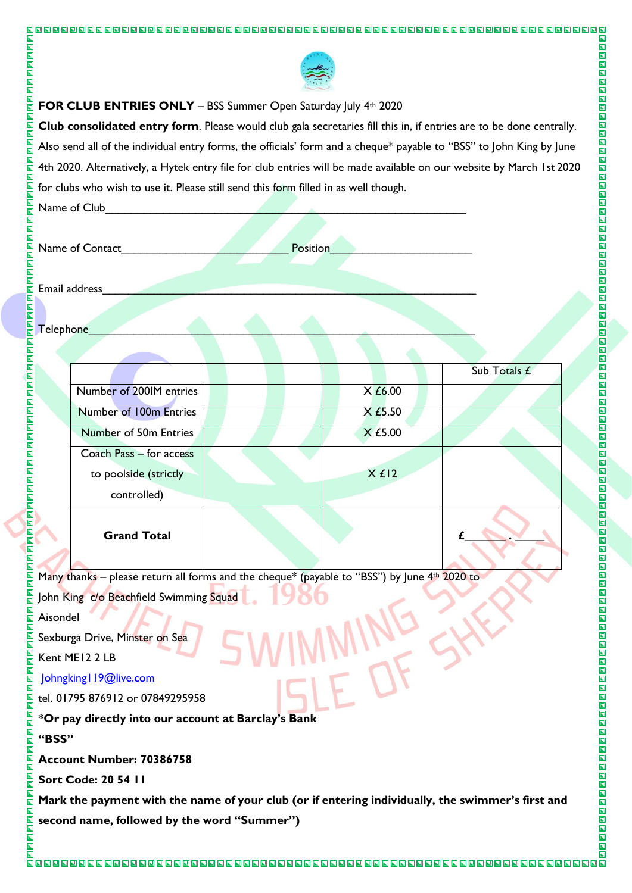**FOR CLUB ENTRIES ONLY** – BSS Summer Open Saturday July 4th 2020

**Club consolidated entry form**. Please would club gala secretaries fill this in, if entries are to be done centrally. Also send all of the individual entry forms, the officials' form and a cheque* payable to "BSS" to John King by June 4th 2020. Alternatively, a Hytek entry file for club entries will be made available on our website by March 1st 2020 for clubs who wish to use it. Please still send this form filled in as well though.

Name of Club_______________________________________________

Name of Contact_________________________ Position_____________________

Email address_______________________________________________

Telephone_______________________________________________

| | | | Sub Totals £ |
|---|---|---|---|
| Number of 200IM entries | | X £6.00 | |
| Number of 100m Entries | | X £5.50 | |
| Number of 50m Entries | | X £5.00 | |
| Coach Pass – for access to poolside (strictly controlled) | | X £12 | |
| **Grand Total** | | | £______ . _____ |

Many thanks – please return all forms and the cheque* (payable to "BSS") by June 4th 2020 to

John King c/o Beachfield Swimming Squad

Aisondel

Sexburga Drive, Minster on Sea

Kent ME12 2 LB

Johngking119@live.com

tel. 01795 876912 or 07849295958

**\*Or pay directly into our account at Barclay's Bank**

**"BSS"**

**Account Number: 70386758**

**Sort Code: 20 54 11**

**Mark the payment with the name of your club (or if entering individually, the swimmer's first and second name, followed by the word "Summer")**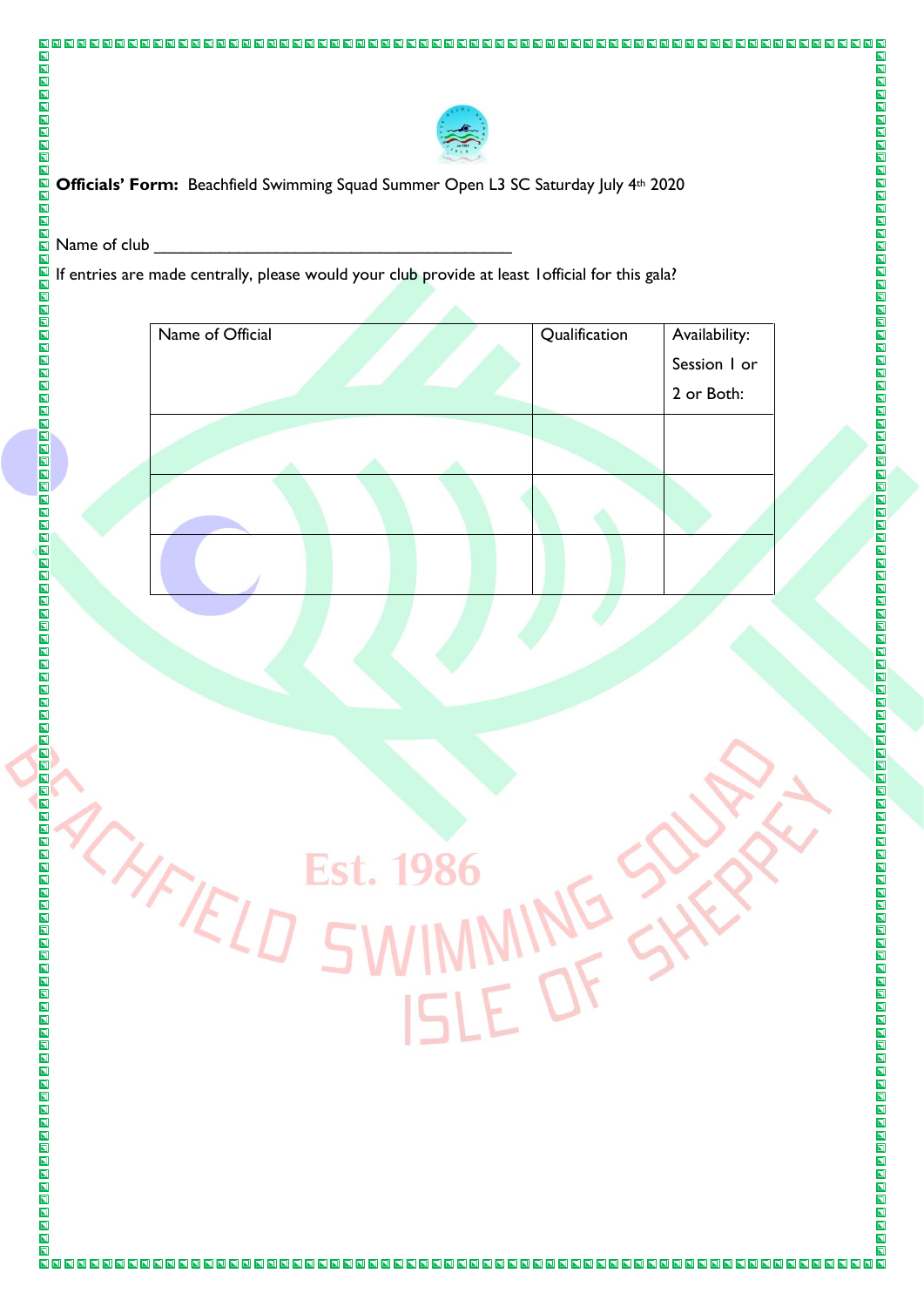**Officials' Form:** Beachfield Swimming Squad Summer Open L3 SC Saturday July 4th 2020

Name of club ________________________________________

If entries are made centrally, please would your club provide at least 1official for this gala?

| Name of Official | Qualification | Availability: Session 1 or 2 or Both: |
|---|---|---|
| | | |
| | | |
| | | |